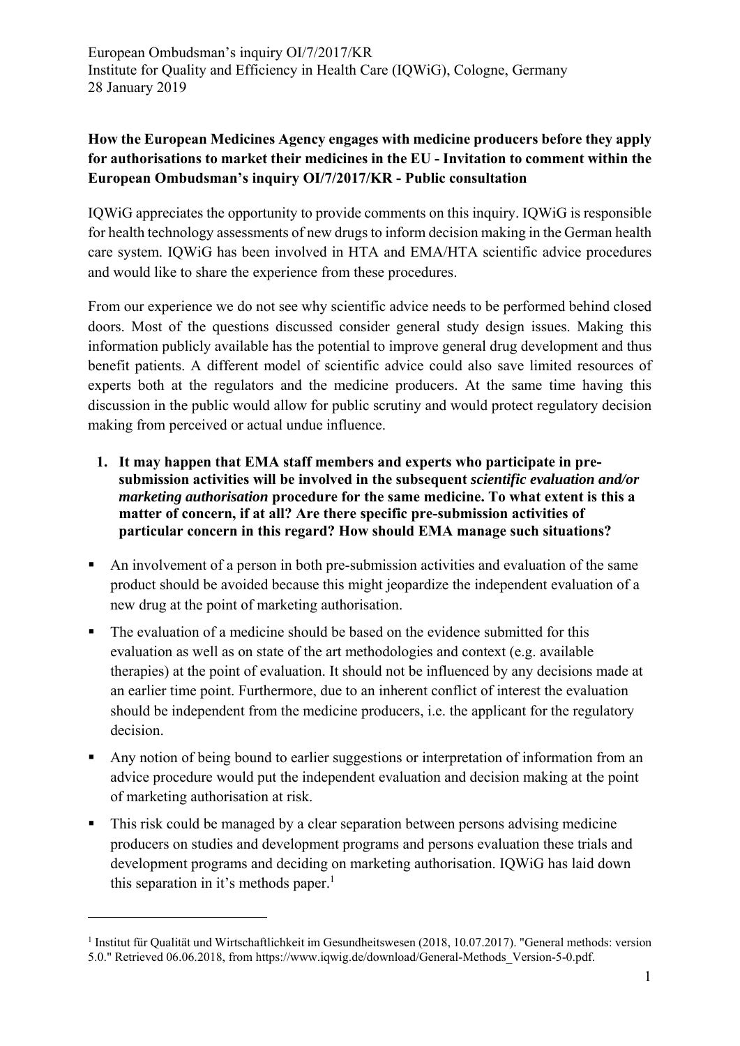European Ombudsman's inquiry OI/7/2017/KR
Institute for Quality and Efficiency in Health Care (IQWiG), Cologne, Germany
28 January 2019

**How the European Medicines Agency engages with medicine producers before they apply for authorisations to market their medicines in the EU - Invitation to comment within the European Ombudsman's inquiry OI/7/2017/KR - Public consultation**

IQWiG appreciates the opportunity to provide comments on this inquiry. IQWiG is responsible for health technology assessments of new drugs to inform decision making in the German health care system. IQWiG has been involved in HTA and EMA/HTA scientific advice procedures and would like to share the experience from these procedures.

From our experience we do not see why scientific advice needs to be performed behind closed doors. Most of the questions discussed consider general study design issues. Making this information publicly available has the potential to improve general drug development and thus benefit patients. A different model of scientific advice could also save limited resources of experts both at the regulators and the medicine producers. At the same time having this discussion in the public would allow for public scrutiny and would protect regulatory decision making from perceived or actual undue influence.

1. **It may happen that EMA staff members and experts who participate in pre-submission activities will be involved in the subsequent *scientific evaluation and/or marketing authorisation* procedure for the same medicine. To what extent is this a matter of concern, if at all? Are there specific pre-submission activities of particular concern in this regard? How should EMA manage such situations?**

- An involvement of a person in both pre-submission activities and evaluation of the same product should be avoided because this might jeopardize the independent evaluation of a new drug at the point of marketing authorisation.
- The evaluation of a medicine should be based on the evidence submitted for this evaluation as well as on state of the art methodologies and context (e.g. available therapies) at the point of evaluation. It should not be influenced by any decisions made at an earlier time point. Furthermore, due to an inherent conflict of interest the evaluation should be independent from the medicine producers, i.e. the applicant for the regulatory decision.
- Any notion of being bound to earlier suggestions or interpretation of information from an advice procedure would put the independent evaluation and decision making at the point of marketing authorisation at risk.
- This risk could be managed by a clear separation between persons advising medicine producers on studies and development programs and persons evaluation these trials and development programs and deciding on marketing authorisation. IQWiG has laid down this separation in it's methods paper.[1]

[1] Institut für Qualität und Wirtschaftlichkeit im Gesundheitswesen (2018, 10.07.2017). "General methods: version 5.0." Retrieved 06.06.2018, from https://www.iqwig.de/download/General-Methods_Version-5-0.pdf.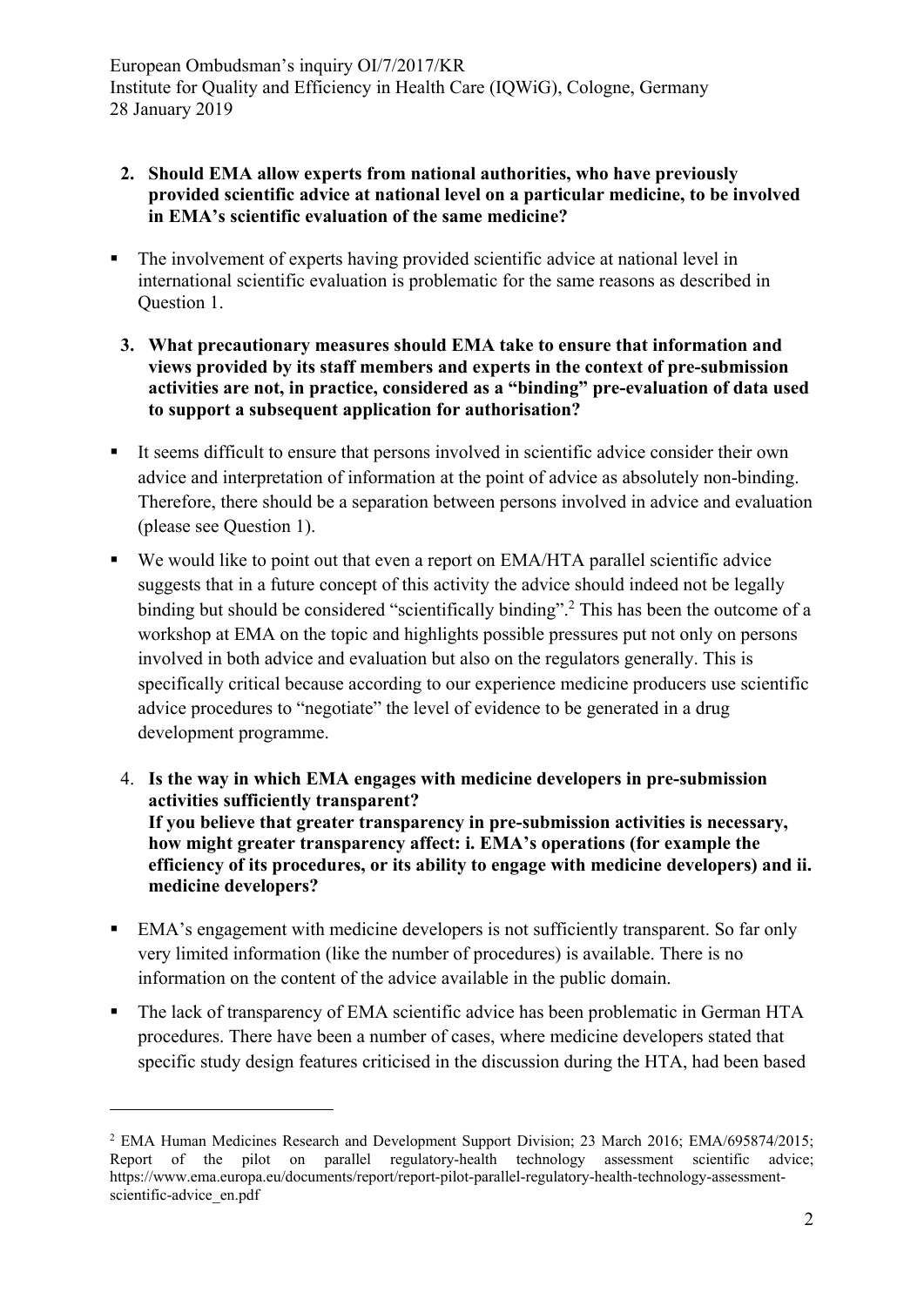**2. Should EMA allow experts from national authorities, who have previously provided scientific advice at national level on a particular medicine, to be involved in EMA's scientific evaluation of the same medicine?**

- The involvement of experts having provided scientific advice at national level in international scientific evaluation is problematic for the same reasons as described in Question 1.

**3. What precautionary measures should EMA take to ensure that information and views provided by its staff members and experts in the context of pre-submission activities are not, in practice, considered as a "binding" pre-evaluation of data used to support a subsequent application for authorisation?**

- It seems difficult to ensure that persons involved in scientific advice consider their own advice and interpretation of information at the point of advice as absolutely non-binding. Therefore, there should be a separation between persons involved in advice and evaluation (please see Question 1).
- We would like to point out that even a report on EMA/HTA parallel scientific advice suggests that in a future concept of this activity the advice should indeed not be legally binding but should be considered "scientifically binding".[2] This has been the outcome of a workshop at EMA on the topic and highlights possible pressures put not only on persons involved in both advice and evaluation but also on the regulators generally. This is specifically critical because according to our experience medicine producers use scientific advice procedures to "negotiate" the level of evidence to be generated in a drug development programme.

**4. Is the way in which EMA engages with medicine developers in pre-submission activities sufficiently transparent?**
**If you believe that greater transparency in pre-submission activities is necessary, how might greater transparency affect: i. EMA's operations (for example the efficiency of its procedures, or its ability to engage with medicine developers) and ii. medicine developers?**

- EMA's engagement with medicine developers is not sufficiently transparent. So far only very limited information (like the number of procedures) is available. There is no information on the content of the advice available in the public domain.
- The lack of transparency of EMA scientific advice has been problematic in German HTA procedures. There have been a number of cases, where medicine developers stated that specific study design features criticised in the discussion during the HTA, had been based

[2] EMA Human Medicines Research and Development Support Division; 23 March 2016; EMA/695874/2015; Report of the pilot on parallel regulatory-health technology assessment scientific advice; https://www.ema.europa.eu/documents/report/report-pilot-parallel-regulatory-health-technology-assessment-scientific-advice_en.pdf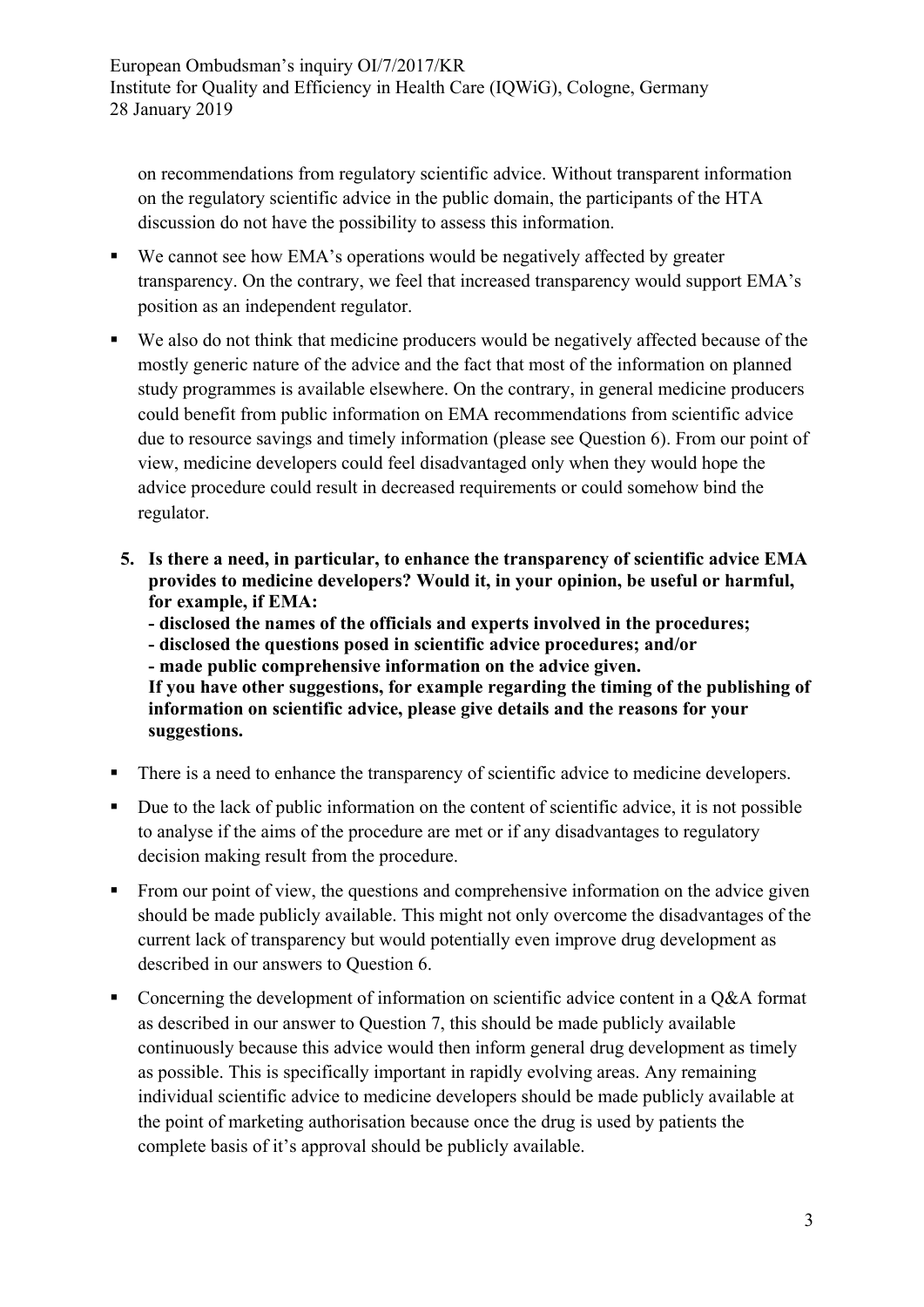on recommendations from regulatory scientific advice. Without transparent information on the regulatory scientific advice in the public domain, the participants of the HTA discussion do not have the possibility to assess this information.

- We cannot see how EMA's operations would be negatively affected by greater transparency. On the contrary, we feel that increased transparency would support EMA's position as an independent regulator.
- We also do not think that medicine producers would be negatively affected because of the mostly generic nature of the advice and the fact that most of the information on planned study programmes is available elsewhere. On the contrary, in general medicine producers could benefit from public information on EMA recommendations from scientific advice due to resource savings and timely information (please see Question 6). From our point of view, medicine developers could feel disadvantaged only when they would hope the advice procedure could result in decreased requirements or could somehow bind the regulator.

5. **Is there a need, in particular, to enhance the transparency of scientific advice EMA provides to medicine developers? Would it, in your opinion, be useful or harmful, for example, if EMA:**
   **- disclosed the names of the officials and experts involved in the procedures;**
   **- disclosed the questions posed in scientific advice procedures; and/or**
   **- made public comprehensive information on the advice given.**
   **If you have other suggestions, for example regarding the timing of the publishing of information on scientific advice, please give details and the reasons for your suggestions.**

- There is a need to enhance the transparency of scientific advice to medicine developers.
- Due to the lack of public information on the content of scientific advice, it is not possible to analyse if the aims of the procedure are met or if any disadvantages to regulatory decision making result from the procedure.
- From our point of view, the questions and comprehensive information on the advice given should be made publicly available. This might not only overcome the disadvantages of the current lack of transparency but would potentially even improve drug development as described in our answers to Question 6.
- Concerning the development of information on scientific advice content in a Q&A format as described in our answer to Question 7, this should be made publicly available continuously because this advice would then inform general drug development as timely as possible. This is specifically important in rapidly evolving areas. Any remaining individual scientific advice to medicine developers should be made publicly available at the point of marketing authorisation because once the drug is used by patients the complete basis of it's approval should be publicly available.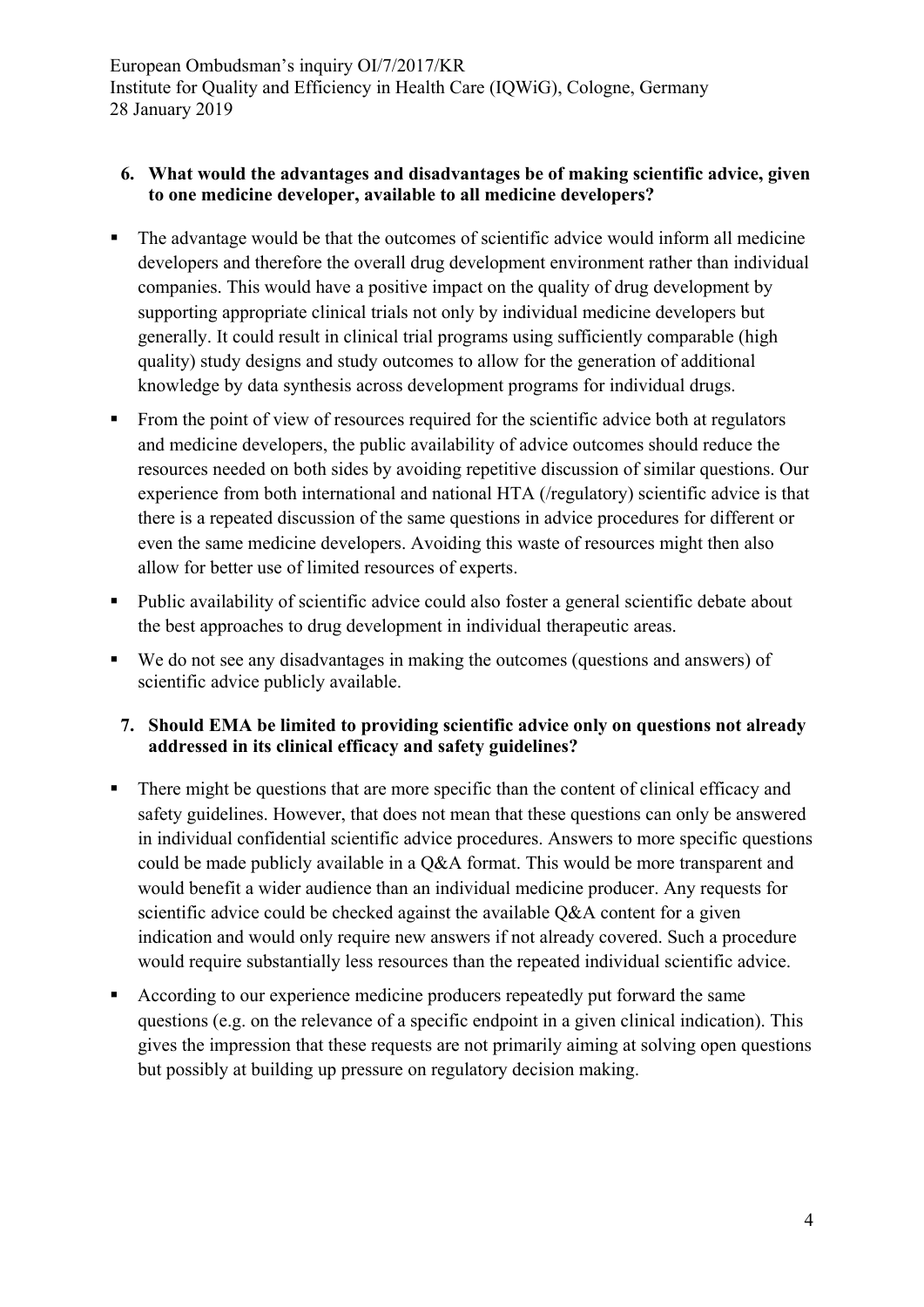6. **What would the advantages and disadvantages be of making scientific advice, given to one medicine developer, available to all medicine developers?**

- The advantage would be that the outcomes of scientific advice would inform all medicine developers and therefore the overall drug development environment rather than individual companies. This would have a positive impact on the quality of drug development by supporting appropriate clinical trials not only by individual medicine developers but generally. It could result in clinical trial programs using sufficiently comparable (high quality) study designs and study outcomes to allow for the generation of additional knowledge by data synthesis across development programs for individual drugs.
- From the point of view of resources required for the scientific advice both at regulators and medicine developers, the public availability of advice outcomes should reduce the resources needed on both sides by avoiding repetitive discussion of similar questions. Our experience from both international and national HTA (/regulatory) scientific advice is that there is a repeated discussion of the same questions in advice procedures for different or even the same medicine developers. Avoiding this waste of resources might then also allow for better use of limited resources of experts.
- Public availability of scientific advice could also foster a general scientific debate about the best approaches to drug development in individual therapeutic areas.
- We do not see any disadvantages in making the outcomes (questions and answers) of scientific advice publicly available.

7. **Should EMA be limited to providing scientific advice only on questions not already addressed in its clinical efficacy and safety guidelines?**

- There might be questions that are more specific than the content of clinical efficacy and safety guidelines. However, that does not mean that these questions can only be answered in individual confidential scientific advice procedures. Answers to more specific questions could be made publicly available in a Q&A format. This would be more transparent and would benefit a wider audience than an individual medicine producer. Any requests for scientific advice could be checked against the available Q&A content for a given indication and would only require new answers if not already covered. Such a procedure would require substantially less resources than the repeated individual scientific advice.
- According to our experience medicine producers repeatedly put forward the same questions (e.g. on the relevance of a specific endpoint in a given clinical indication). This gives the impression that these requests are not primarily aiming at solving open questions but possibly at building up pressure on regulatory decision making.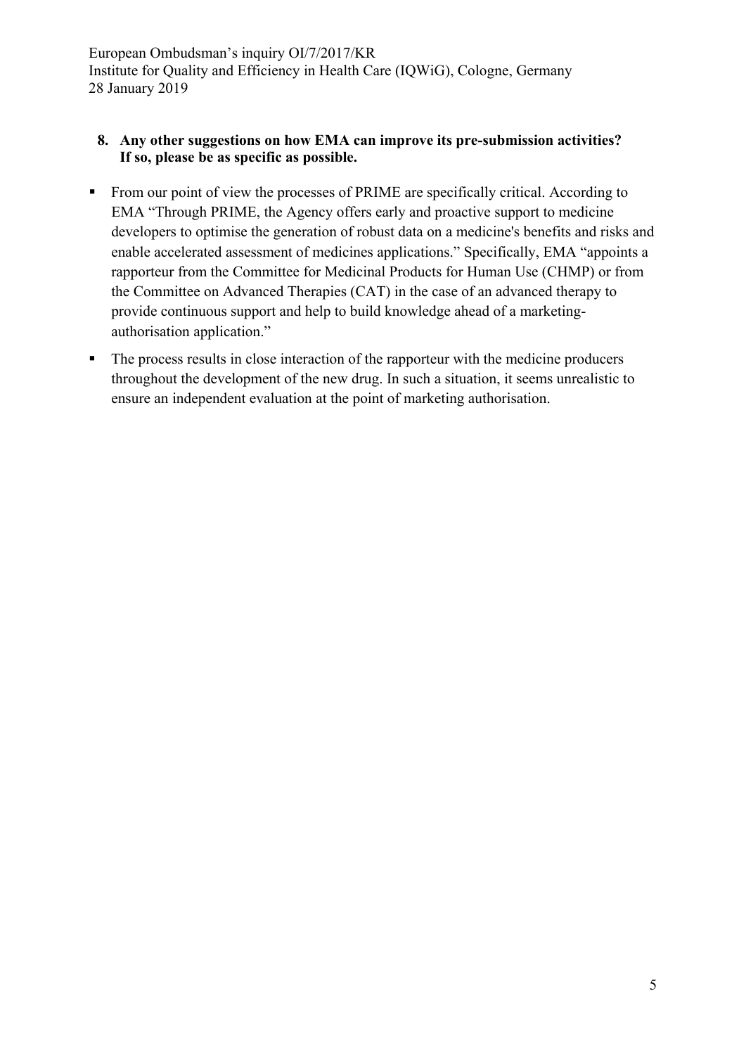**8. Any other suggestions on how EMA can improve its pre-submission activities? If so, please be as specific as possible.**

- From our point of view the processes of PRIME are specifically critical. According to EMA "Through PRIME, the Agency offers early and proactive support to medicine developers to optimise the generation of robust data on a medicine's benefits and risks and enable accelerated assessment of medicines applications." Specifically, EMA "appoints a rapporteur from the Committee for Medicinal Products for Human Use (CHMP) or from the Committee on Advanced Therapies (CAT) in the case of an advanced therapy to provide continuous support and help to build knowledge ahead of a marketing-authorisation application."
- The process results in close interaction of the rapporteur with the medicine producers throughout the development of the new drug. In such a situation, it seems unrealistic to ensure an independent evaluation at the point of marketing authorisation.